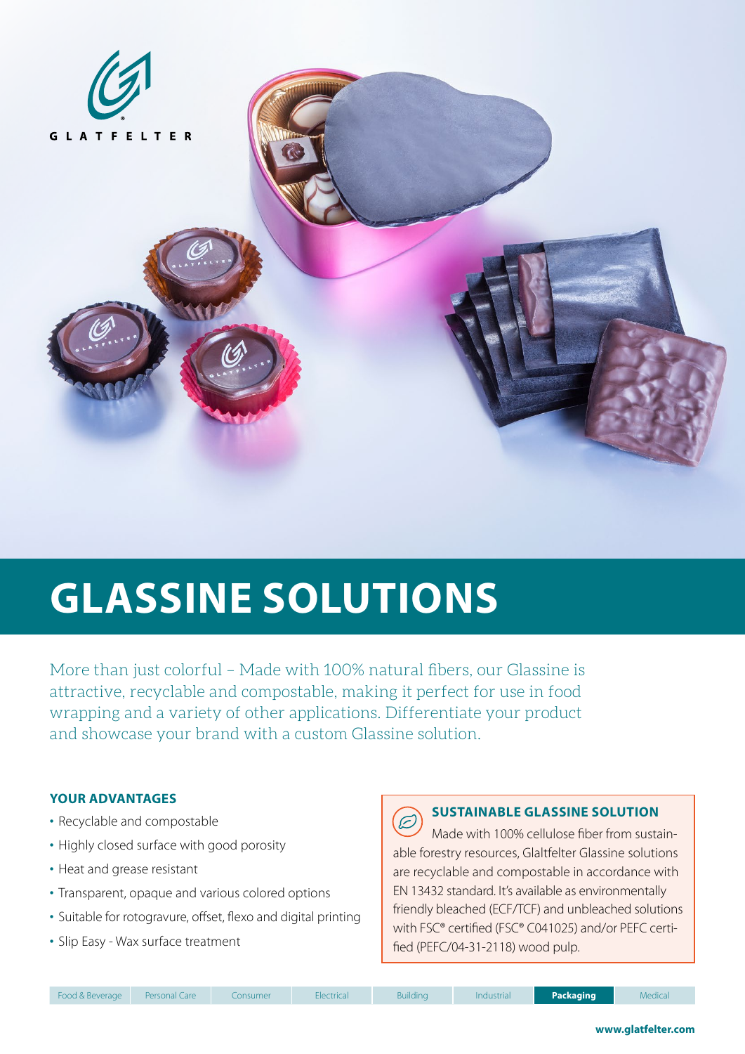GLATFELTER

# GLASSINE SOLUTIONS

More than just colorful – Made with 100% natural fibers, our Glassine is attractive, recyclable and compostable, making it perfect for use in food wrapping and a variety of other applications. Differentiate your product and showcase your brand with a custom Glassine solution.

## YOUR ADVANTAGES

- Recyclable and compostable
- Highly closed surface with good porosity
- Heat and grease resistant
- Transparent, opaque and various colored options
- Suitable for rotogravure, offset, flexo and digital printing
- Slip Easy - Wax surface treatment

## SUSTAINABLE GLASSINE SOLUTION

Made with 100% cellulose fiber from sustainable forestry resources, Galtfelter Glassine solutions are recyclable and compostable in accordance with EN 13432 standard. It's available as environmentally friendly bleached (ECF/TCF) and unbleached solutions with FSC® certified (FSC® C041025) and/or PEFC certified (PEFC/04-31-2118) wood pulp.

Food & Beverage | Personal Care | Consumer | Electrical | Building | Industrial | **Packaging** | Medical

**www.glatfelter.com**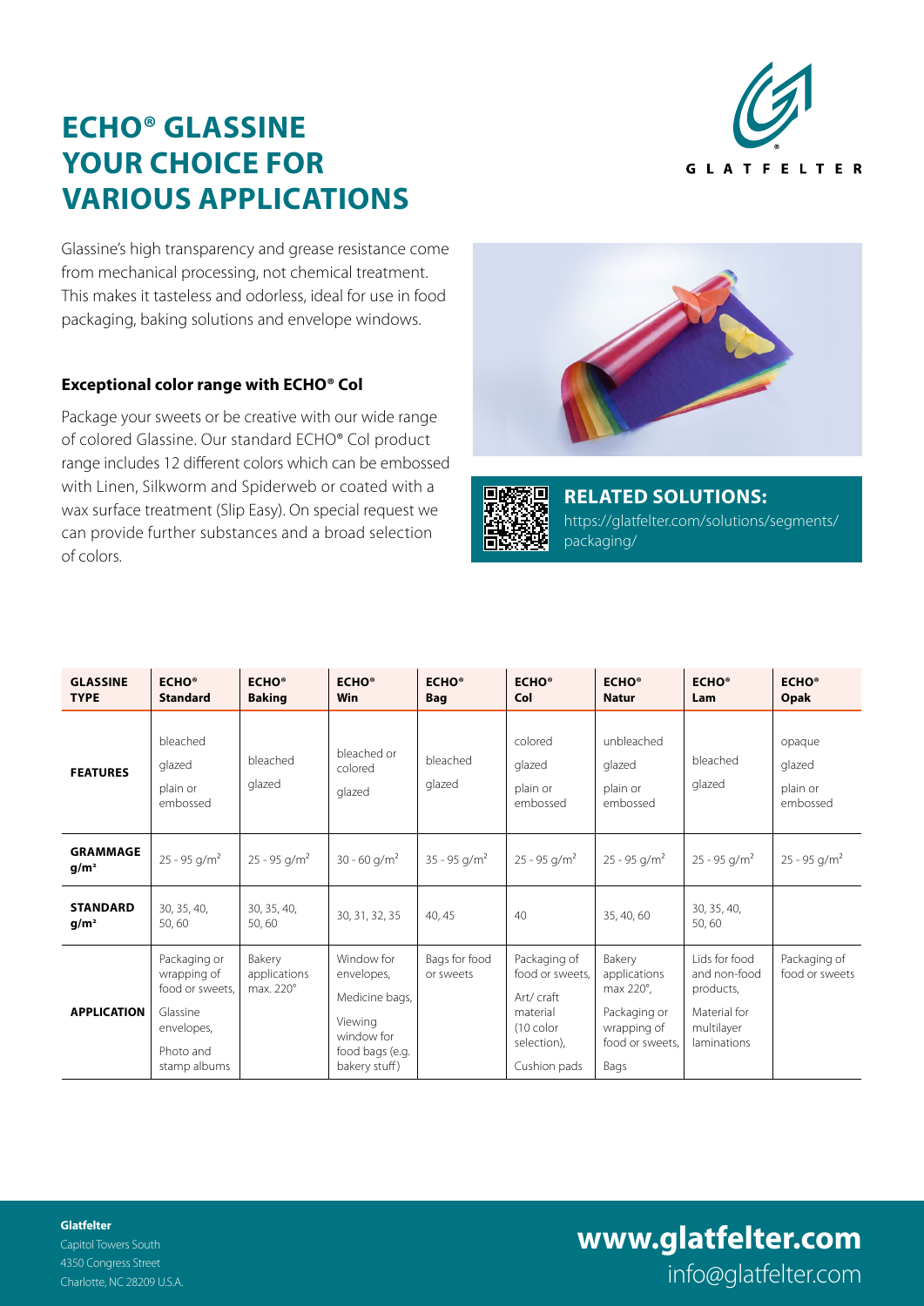# ECHO® GLASSINE YOUR CHOICE FOR VARIOUS APPLICATIONS

GLATFELTER

Glassine's high transparency and grease resistance come from mechanical processing, not chemical treatment. This makes it tasteless and odorless, ideal for use in food packaging, baking solutions and envelope windows.

### Exceptional color range with ECHO® Col

Package your sweets or be creative with our wide range of colored Glassine. Our standard ECHO® Col product range includes 12 different colors which can be embossed with Linen, Silkworm and Spiderweb or coated with a wax surface treatment (Slip Easy). On special request we can provide further substances and a broad selection of colors.

**RELATED SOLUTIONS:**
https://glatfelter.com/solutions/segments/packaging/

| GLASSINE TYPE | ECHO® Standard | ECHO® Baking | ECHO® Win | ECHO® Bag | ECHO® Col | ECHO® Natur | ECHO® Lam | ECHO® Opak |
|---|---|---|---|---|---|---|---|---|
| **FEATURES** | bleached<br>glazed<br>plain or embossed | bleached<br>glazed | bleached or colored<br>glazed | bleached<br>glazed | colored<br>glazed<br>plain or embossed | unbleached<br>glazed<br>plain or embossed | bleached<br>glazed | opaque<br>glazed<br>plain or embossed |
| **GRAMMAGE g/m²** | 25 - 95 g/m² | 25 - 95 g/m² | 30 - 60 g/m² | 35 - 95 g/m² | 25 - 95 g/m² | 25 - 95 g/m² | 25 - 95 g/m² | 25 - 95 g/m² |
| **STANDARD g/m²** | 30, 35, 40, 50, 60 | 30, 35, 40, 50, 60 | 30, 31, 32, 35 | 40, 45 | 40 | 35, 40, 60 | 30, 35, 40, 50, 60 | |
| **APPLICATION** | Packaging or wrapping of food or sweets,<br>Glassine envelopes,<br>Photo and stamp albums | Bakery applications max. 220° | Window for envelopes,<br>Medicine bags,<br>Viewing window for food bags (e.g. bakery stuff) | Bags for food or sweets | Packaging of food or sweets,<br>Art/ craft material (10 color selection),<br>Cushion pads | Bakery applications max 220°,<br>Packaging or wrapping of food or sweets,<br>Bags | Lids for food and non-food products,<br>Material for multilayer laminations | Packaging of food or sweets |

**Glatfelter**
Capitol Towers South
4350 Congress Street
Charlotte, NC 28209 U.S.A.

**www.glatfelter.com**
info@glatfelter.com